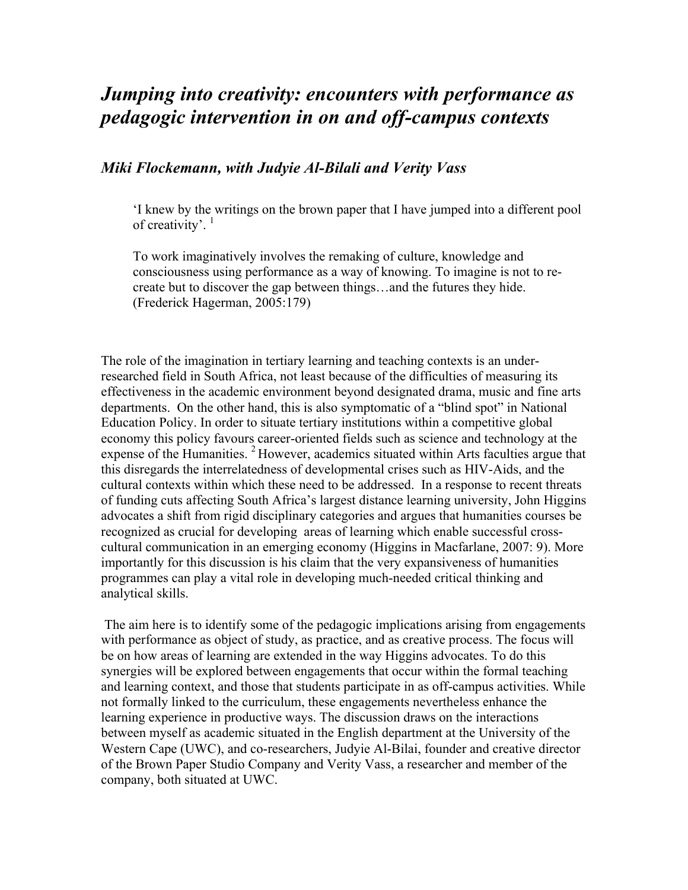# *Jumping into creativity: encounters with performance as pedagogic intervention in on and off-campus contexts*

## *Miki Flockemann, with Judyie Al-Bilali and Verity Vass*

> 'I knew by the writings on the brown paper that I have jumped into a different pool of creativity'. [1]
>
> To work imaginatively involves the remaking of culture, knowledge and consciousness using performance as a way of knowing. To imagine is not to re-create but to discover the gap between things…and the futures they hide. (Frederick Hagerman, 2005:179)

The role of the imagination in tertiary learning and teaching contexts is an under-researched field in South Africa, not least because of the difficulties of measuring its effectiveness in the academic environment beyond designated drama, music and fine arts departments. On the other hand, this is also symptomatic of a "blind spot" in National Education Policy. In order to situate tertiary institutions within a competitive global economy this policy favours career-oriented fields such as science and technology at the expense of the Humanities. [2] However, academics situated within Arts faculties argue that this disregards the interrelatedness of developmental crises such as HIV-Aids, and the cultural contexts within which these need to be addressed. In a response to recent threats of funding cuts affecting South Africa's largest distance learning university, John Higgins advocates a shift from rigid disciplinary categories and argues that humanities courses be recognized as crucial for developing areas of learning which enable successful cross-cultural communication in an emerging economy (Higgins in Macfarlane, 2007: 9). More importantly for this discussion is his claim that the very expansiveness of humanities programmes can play a vital role in developing much-needed critical thinking and analytical skills.

The aim here is to identify some of the pedagogic implications arising from engagements with performance as object of study, as practice, and as creative process. The focus will be on how areas of learning are extended in the way Higgins advocates. To do this synergies will be explored between engagements that occur within the formal teaching and learning context, and those that students participate in as off-campus activities. While not formally linked to the curriculum, these engagements nevertheless enhance the learning experience in productive ways. The discussion draws on the interactions between myself as academic situated in the English department at the University of the Western Cape (UWC), and co-researchers, Judyie Al-Bilai, founder and creative director of the Brown Paper Studio Company and Verity Vass, a researcher and member of the company, both situated at UWC.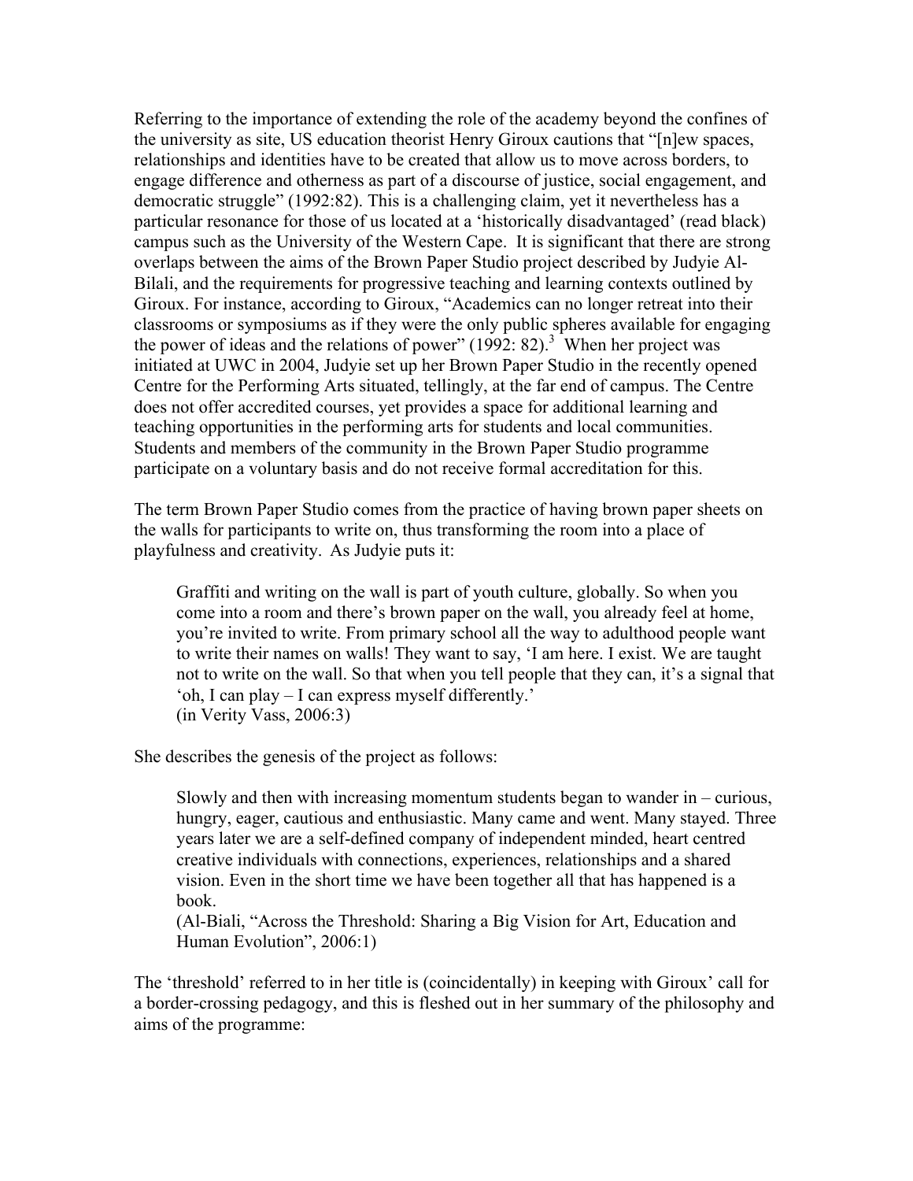Referring to the importance of extending the role of the academy beyond the confines of the university as site, US education theorist Henry Giroux cautions that "[n]ew spaces, relationships and identities have to be created that allow us to move across borders, to engage difference and otherness as part of a discourse of justice, social engagement, and democratic struggle" (1992:82). This is a challenging claim, yet it nevertheless has a particular resonance for those of us located at a 'historically disadvantaged' (read black) campus such as the University of the Western Cape. It is significant that there are strong overlaps between the aims of the Brown Paper Studio project described by Judyie Al-Bilali, and the requirements for progressive teaching and learning contexts outlined by Giroux. For instance, according to Giroux, "Academics can no longer retreat into their classrooms or symposiums as if they were the only public spheres available for engaging the power of ideas and the relations of power" (1992: 82).[3] When her project was initiated at UWC in 2004, Judyie set up her Brown Paper Studio in the recently opened Centre for the Performing Arts situated, tellingly, at the far end of campus. The Centre does not offer accredited courses, yet provides a space for additional learning and teaching opportunities in the performing arts for students and local communities. Students and members of the community in the Brown Paper Studio programme participate on a voluntary basis and do not receive formal accreditation for this.

The term Brown Paper Studio comes from the practice of having brown paper sheets on the walls for participants to write on, thus transforming the room into a place of playfulness and creativity. As Judyie puts it:

> Graffiti and writing on the wall is part of youth culture, globally. So when you come into a room and there's brown paper on the wall, you already feel at home, you're invited to write. From primary school all the way to adulthood people want to write their names on walls! They want to say, 'I am here. I exist. We are taught not to write on the wall. So that when you tell people that they can, it's a signal that 'oh, I can play – I can express myself differently.'
> (in Verity Vass, 2006:3)

She describes the genesis of the project as follows:

> Slowly and then with increasing momentum students began to wander in – curious, hungry, eager, cautious and enthusiastic. Many came and went. Many stayed. Three years later we are a self-defined company of independent minded, heart centred creative individuals with connections, experiences, relationships and a shared vision. Even in the short time we have been together all that has happened is a book.
> (Al-Biali, "Across the Threshold: Sharing a Big Vision for Art, Education and Human Evolution", 2006:1)

The 'threshold' referred to in her title is (coincidentally) in keeping with Giroux' call for a border-crossing pedagogy, and this is fleshed out in her summary of the philosophy and aims of the programme: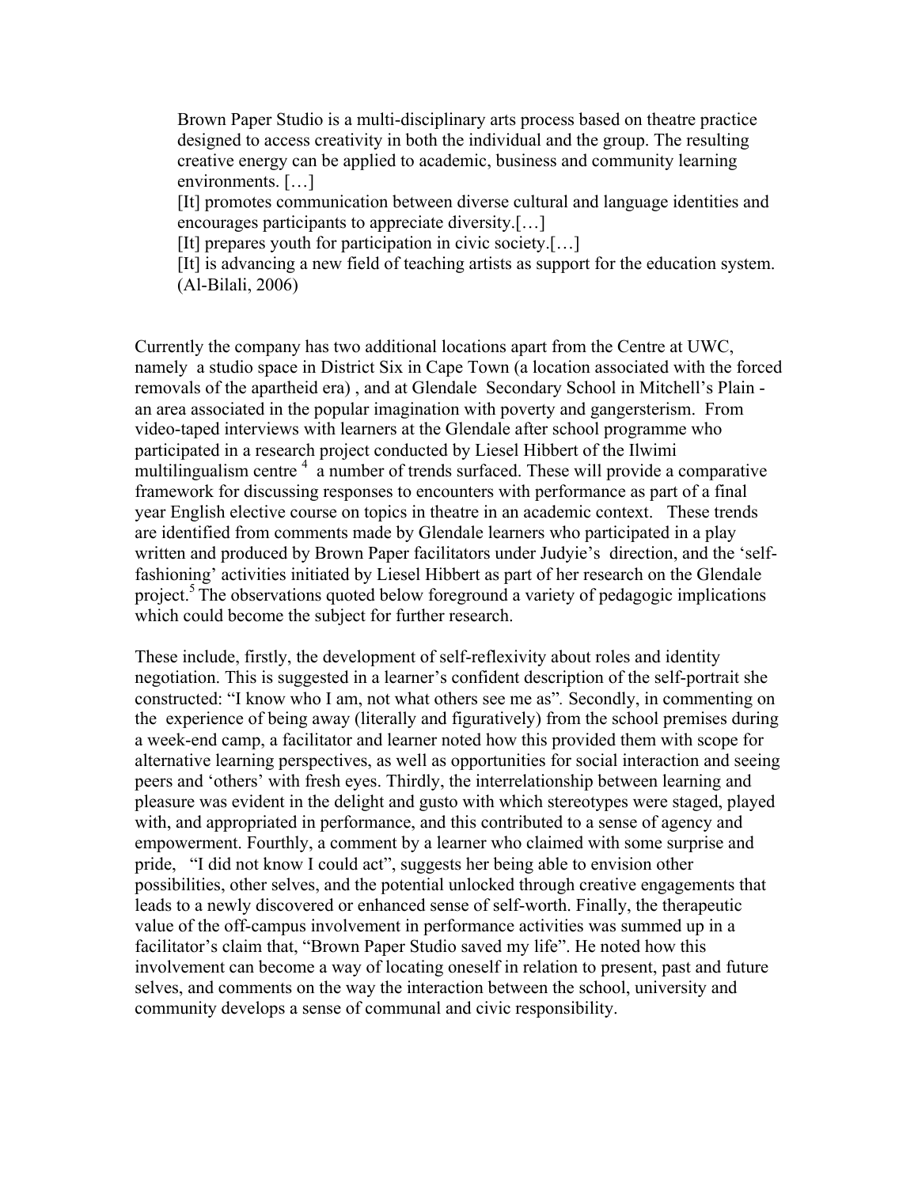> Brown Paper Studio is a multi-disciplinary arts process based on theatre practice designed to access creativity in both the individual and the group. The resulting creative energy can be applied to academic, business and community learning environments. […]
> [It] promotes communication between diverse cultural and language identities and encourages participants to appreciate diversity.[…]
> [It] prepares youth for participation in civic society.[…]
> [It] is advancing a new field of teaching artists as support for the education system. (Al-Bilali, 2006)

Currently the company has two additional locations apart from the Centre at UWC, namely a studio space in District Six in Cape Town (a location associated with the forced removals of the apartheid era) , and at Glendale Secondary School in Mitchell's Plain - an area associated in the popular imagination with poverty and gangstersterism. From video-taped interviews with learners at the Glendale after school programme who participated in a research project conducted by Liesel Hibbert of the Ilwimi multilingualism centre [4] a number of trends surfaced. These will provide a comparative framework for discussing responses to encounters with performance as part of a final year English elective course on topics in theatre in an academic context. These trends are identified from comments made by Glendale learners who participated in a play written and produced by Brown Paper facilitators under Judyie's direction, and the 'self-fashioning' activities initiated by Liesel Hibbert as part of her research on the Glendale project.[5] The observations quoted below foreground a variety of pedagogic implications which could become the subject for further research.

These include, firstly, the development of self-reflexivity about roles and identity negotiation. This is suggested in a learner's confident description of the self-portrait she constructed: "I know who I am, not what others see me as". Secondly, in commenting on the experience of being away (literally and figuratively) from the school premises during a week-end camp, a facilitator and learner noted how this provided them with scope for alternative learning perspectives, as well as opportunities for social interaction and seeing peers and 'others' with fresh eyes. Thirdly, the interrelationship between learning and pleasure was evident in the delight and gusto with which stereotypes were staged, played with, and appropriated in performance, and this contributed to a sense of agency and empowerment. Fourthly, a comment by a learner who claimed with some surprise and pride, "I did not know I could act", suggests her being able to envision other possibilities, other selves, and the potential unlocked through creative engagements that leads to a newly discovered or enhanced sense of self-worth. Finally, the therapeutic value of the off-campus involvement in performance activities was summed up in a facilitator's claim that, "Brown Paper Studio saved my life". He noted how this involvement can become a way of locating oneself in relation to present, past and future selves, and comments on the way the interaction between the school, university and community develops a sense of communal and civic responsibility.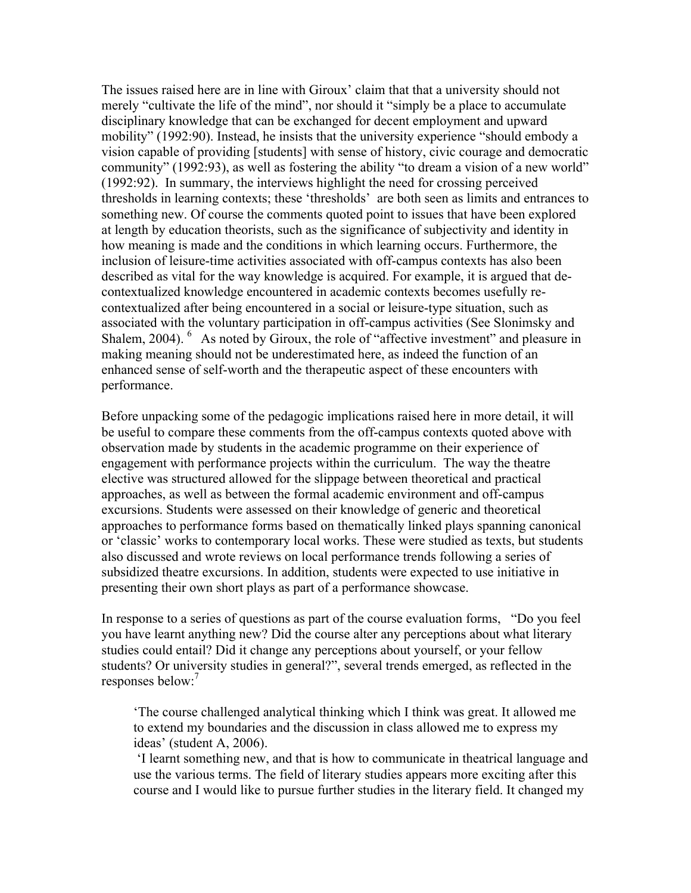The issues raised here are in line with Giroux' claim that that a university should not merely "cultivate the life of the mind", nor should it "simply be a place to accumulate disciplinary knowledge that can be exchanged for decent employment and upward mobility" (1992:90). Instead, he insists that the university experience "should embody a vision capable of providing [students] with sense of history, civic courage and democratic community" (1992:93), as well as fostering the ability "to dream a vision of a new world" (1992:92). In summary, the interviews highlight the need for crossing perceived thresholds in learning contexts; these 'thresholds' are both seen as limits and entrances to something new. Of course the comments quoted point to issues that have been explored at length by education theorists, such as the significance of subjectivity and identity in how meaning is made and the conditions in which learning occurs. Furthermore, the inclusion of leisure-time activities associated with off-campus contexts has also been described as vital for the way knowledge is acquired. For example, it is argued that de-contextualized knowledge encountered in academic contexts becomes usefully re-contextualized after being encountered in a social or leisure-type situation, such as associated with the voluntary participation in off-campus activities (See Slonimsky and Shalem, 2004).[6] As noted by Giroux, the role of "affective investment" and pleasure in making meaning should not be underestimated here, as indeed the function of an enhanced sense of self-worth and the therapeutic aspect of these encounters with performance.

Before unpacking some of the pedagogic implications raised here in more detail, it will be useful to compare these comments from the off-campus contexts quoted above with observation made by students in the academic programme on their experience of engagement with performance projects within the curriculum. The way the theatre elective was structured allowed for the slippage between theoretical and practical approaches, as well as between the formal academic environment and off-campus excursions. Students were assessed on their knowledge of generic and theoretical approaches to performance forms based on thematically linked plays spanning canonical or 'classic' works to contemporary local works. These were studied as texts, but students also discussed and wrote reviews on local performance trends following a series of subsidized theatre excursions. In addition, students were expected to use initiative in presenting their own short plays as part of a performance showcase.

In response to a series of questions as part of the course evaluation forms, "Do you feel you have learnt anything new? Did the course alter any perceptions about what literary studies could entail? Did it change any perceptions about yourself, or your fellow students? Or university studies in general?", several trends emerged, as reflected in the responses below:[7]

> 'The course challenged analytical thinking which I think was great. It allowed me to extend my boundaries and the discussion in class allowed me to express my ideas' (student A, 2006).
>
> 'I learnt something new, and that is how to communicate in theatrical language and use the various terms. The field of literary studies appears more exciting after this course and I would like to pursue further studies in the literary field. It changed my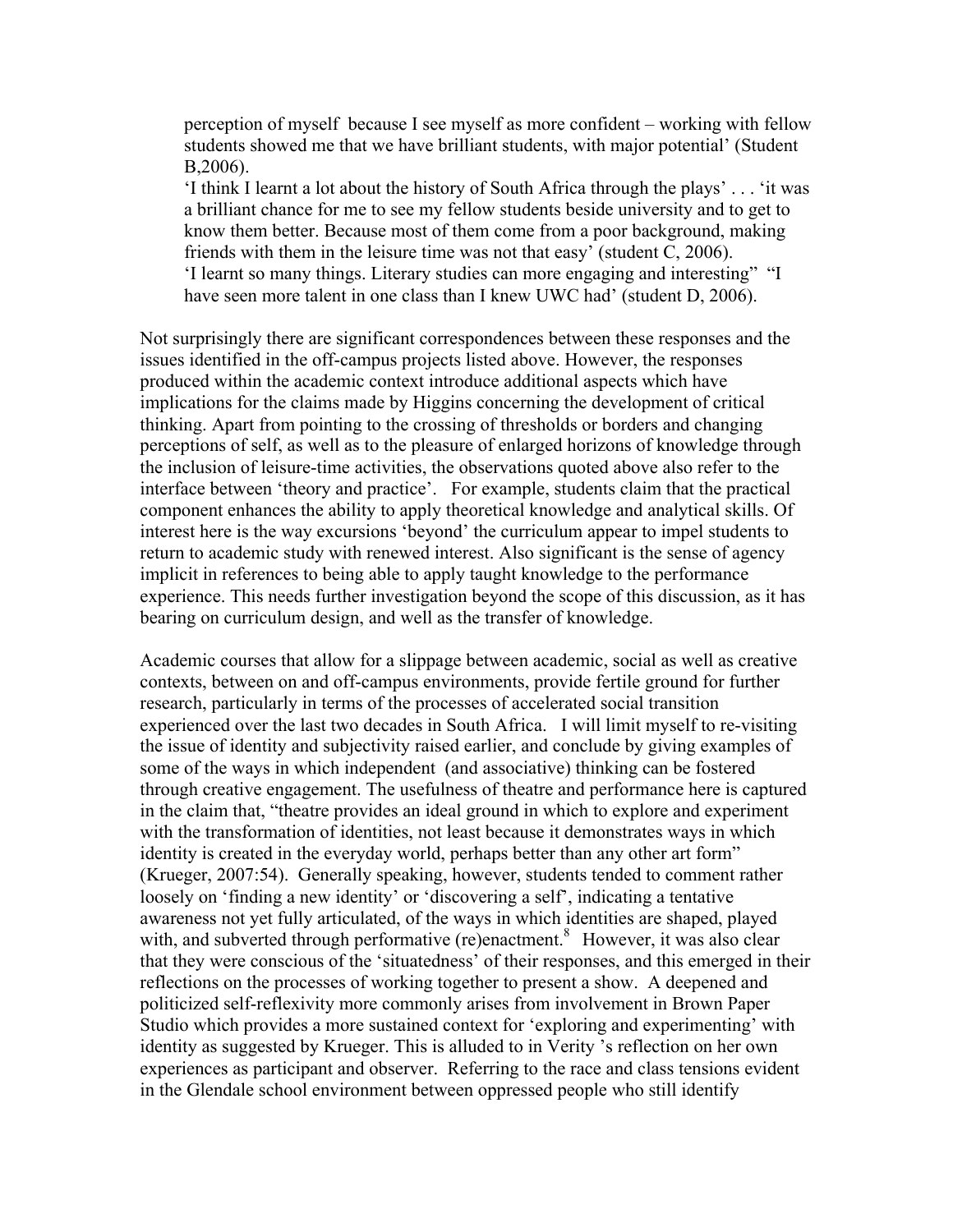> perception of myself because I see myself as more confident – working with fellow students showed me that we have brilliant students, with major potential' (Student B,2006).
>
> 'I think I learnt a lot about the history of South Africa through the plays' . . . 'it was a brilliant chance for me to see my fellow students beside university and to get to know them better. Because most of them come from a poor background, making friends with them in the leisure time was not that easy' (student C, 2006).
>
> 'I learnt so many things. Literary studies can more engaging and interesting" "I have seen more talent in one class than I knew UWC had' (student D, 2006).

Not surprisingly there are significant correspondences between these responses and the issues identified in the off-campus projects listed above. However, the responses produced within the academic context introduce additional aspects which have implications for the claims made by Higgins concerning the development of critical thinking. Apart from pointing to the crossing of thresholds or borders and changing perceptions of self, as well as to the pleasure of enlarged horizons of knowledge through the inclusion of leisure-time activities, the observations quoted above also refer to the interface between 'theory and practice'. For example, students claim that the practical component enhances the ability to apply theoretical knowledge and analytical skills. Of interest here is the way excursions 'beyond' the curriculum appear to impel students to return to academic study with renewed interest. Also significant is the sense of agency implicit in references to being able to apply taught knowledge to the performance experience. This needs further investigation beyond the scope of this discussion, as it has bearing on curriculum design, and well as the transfer of knowledge.

Academic courses that allow for a slippage between academic, social as well as creative contexts, between on and off-campus environments, provide fertile ground for further research, particularly in terms of the processes of accelerated social transition experienced over the last two decades in South Africa. I will limit myself to re-visiting the issue of identity and subjectivity raised earlier, and conclude by giving examples of some of the ways in which independent (and associative) thinking can be fostered through creative engagement. The usefulness of theatre and performance here is captured in the claim that, "theatre provides an ideal ground in which to explore and experiment with the transformation of identities, not least because it demonstrates ways in which identity is created in the everyday world, perhaps better than any other art form" (Krueger, 2007:54). Generally speaking, however, students tended to comment rather loosely on 'finding a new identity' or 'discovering a self', indicating a tentative awareness not yet fully articulated, of the ways in which identities are shaped, played with, and subverted through performative (re)enactment.[8] However, it was also clear that they were conscious of the 'situatedness' of their responses, and this emerged in their reflections on the processes of working together to present a show. A deepened and politicized self-reflexivity more commonly arises from involvement in Brown Paper Studio which provides a more sustained context for 'exploring and experimenting' with identity as suggested by Krueger. This is alluded to in Verity 's reflection on her own experiences as participant and observer. Referring to the race and class tensions evident in the Glendale school environment between oppressed people who still identify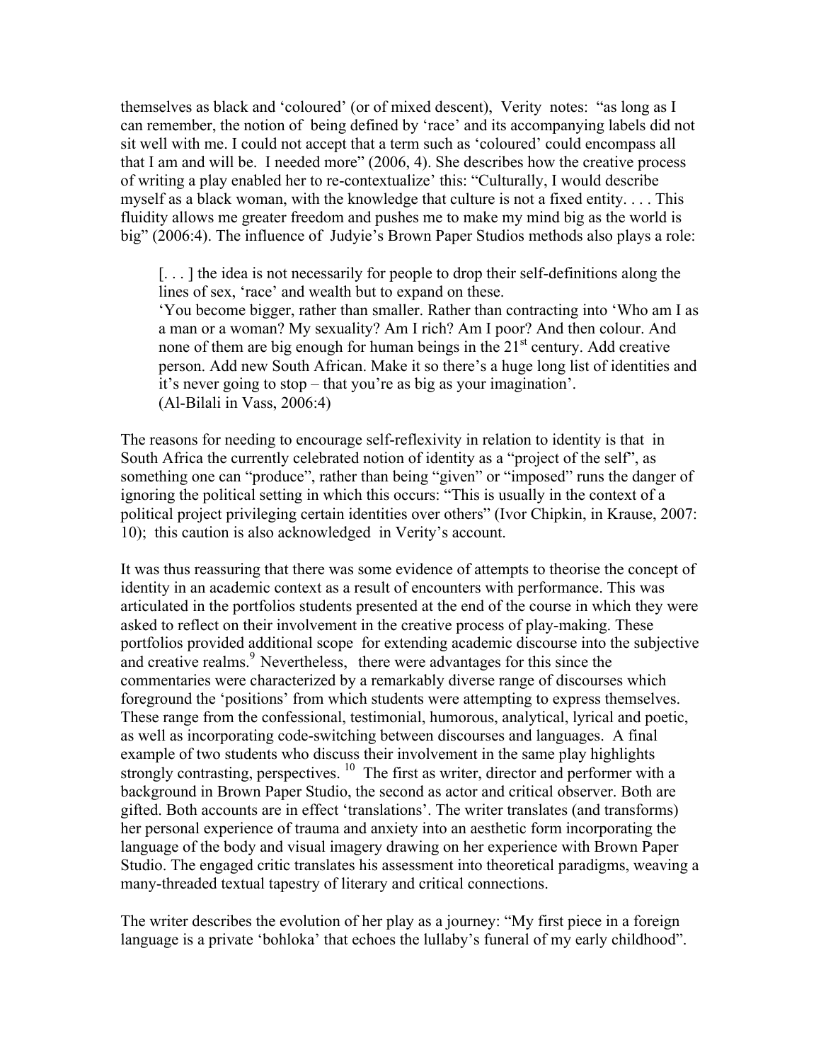themselves as black and 'coloured' (or of mixed descent), Verity notes: "as long as I can remember, the notion of being defined by 'race' and its accompanying labels did not sit well with me. I could not accept that a term such as 'coloured' could encompass all that I am and will be. I needed more" (2006, 4). She describes how the creative process of writing a play enabled her to re-contextualize' this: "Culturally, I would describe myself as a black woman, with the knowledge that culture is not a fixed entity. . . . This fluidity allows me greater freedom and pushes me to make my mind big as the world is big" (2006:4). The influence of Judyie's Brown Paper Studios methods also plays a role:

> [. . . ] the idea is not necessarily for people to drop their self-definitions along the lines of sex, 'race' and wealth but to expand on these.
> 'You become bigger, rather than smaller. Rather than contracting into 'Who am I as a man or a woman? My sexuality? Am I rich? Am I poor? And then colour. And none of them are big enough for human beings in the 21st century. Add creative person. Add new South African. Make it so there's a huge long list of identities and it's never going to stop – that you're as big as your imagination'.
> (Al-Bilali in Vass, 2006:4)

The reasons for needing to encourage self-reflexivity in relation to identity is that in South Africa the currently celebrated notion of identity as a "project of the self", as something one can "produce", rather than being "given" or "imposed" runs the danger of ignoring the political setting in which this occurs: "This is usually in the context of a political project privileging certain identities over others" (Ivor Chipkin, in Krause, 2007: 10); this caution is also acknowledged in Verity's account.

It was thus reassuring that there was some evidence of attempts to theorise the concept of identity in an academic context as a result of encounters with performance. This was articulated in the portfolios students presented at the end of the course in which they were asked to reflect on their involvement in the creative process of play-making. These portfolios provided additional scope for extending academic discourse into the subjective and creative realms.[9] Nevertheless, there were advantages for this since the commentaries were characterized by a remarkably diverse range of discourses which foreground the 'positions' from which students were attempting to express themselves. These range from the confessional, testimonial, humorous, analytical, lyrical and poetic, as well as incorporating code-switching between discourses and languages. A final example of two students who discuss their involvement in the same play highlights strongly contrasting, perspectives. [10] The first as writer, director and performer with a background in Brown Paper Studio, the second as actor and critical observer. Both are gifted. Both accounts are in effect 'translations'. The writer translates (and transforms) her personal experience of trauma and anxiety into an aesthetic form incorporating the language of the body and visual imagery drawing on her experience with Brown Paper Studio. The engaged critic translates his assessment into theoretical paradigms, weaving a many-threaded textual tapestry of literary and critical connections.

The writer describes the evolution of her play as a journey: "My first piece in a foreign language is a private 'bohloka' that echoes the lullaby's funeral of my early childhood".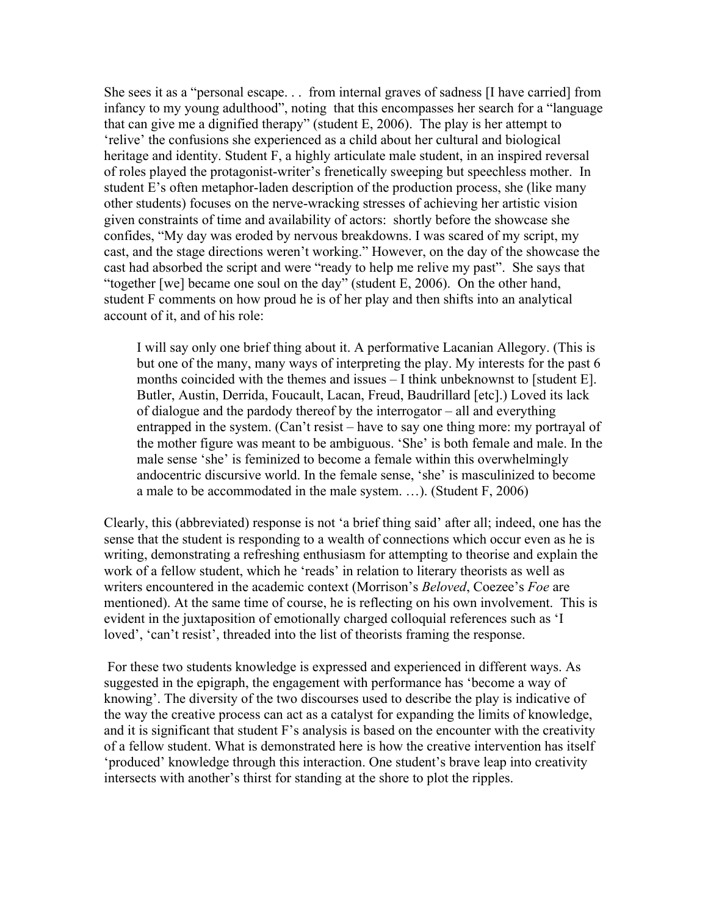She sees it as a "personal escape. . .  from internal graves of sadness [I have carried] from infancy to my young adulthood", noting  that this encompasses her search for a "language that can give me a dignified therapy" (student E, 2006).  The play is her attempt to 'relive' the confusions she experienced as a child about her cultural and biological heritage and identity. Student F, a highly articulate male student, in an inspired reversal of roles played the protagonist-writer's frenetically sweeping but speechless mother.  In student E's often metaphor-laden description of the production process, she (like many other students) focuses on the nerve-wracking stresses of achieving her artistic vision given constraints of time and availability of actors:  shortly before the showcase she confides, "My day was eroded by nervous breakdowns. I was scared of my script, my cast, and the stage directions weren't working." However, on the day of the showcase the cast had absorbed the script and were "ready to help me relive my past".  She says that "together [we] became one soul on the day" (student E, 2006).  On the other hand, student F comments on how proud he is of her play and then shifts into an analytical account of it, and of his role:

> I will say only one brief thing about it. A performative Lacanian Allegory. (This is but one of the many, many ways of interpreting the play. My interests for the past 6 months coincided with the themes and issues – I think unbeknownst to [student E]. Butler, Austin, Derrida, Foucault, Lacan, Freud, Baudrillard [etc].) Loved its lack of dialogue and the pardody thereof by the interrogator – all and everything entrapped in the system. (Can't resist – have to say one thing more: my portrayal of the mother figure was meant to be ambiguous. 'She' is both female and male. In the male sense 'she' is feminized to become a female within this overwhelmingly andocentric discursive world. In the female sense, 'she' is masculinized to become a male to be accommodated in the male system. …). (Student F, 2006)

Clearly, this (abbreviated) response is not 'a brief thing said' after all; indeed, one has the sense that the student is responding to a wealth of connections which occur even as he is writing, demonstrating a refreshing enthusiasm for attempting to theorise and explain the work of a fellow student, which he 'reads' in relation to literary theorists as well as writers encountered in the academic context (Morrison's *Beloved*, Coezee's *Foe* are mentioned). At the same time of course, he is reflecting on his own involvement.  This is evident in the juxtaposition of emotionally charged colloquial references such as 'I loved', 'can't resist', threaded into the list of theorists framing the response.

For these two students knowledge is expressed and experienced in different ways. As suggested in the epigraph, the engagement with performance has 'become a way of knowing'. The diversity of the two discourses used to describe the play is indicative of the way the creative process can act as a catalyst for expanding the limits of knowledge, and it is significant that student F's analysis is based on the encounter with the creativity of a fellow student. What is demonstrated here is how the creative intervention has itself 'produced' knowledge through this interaction. One student's brave leap into creativity intersects with another's thirst for standing at the shore to plot the ripples.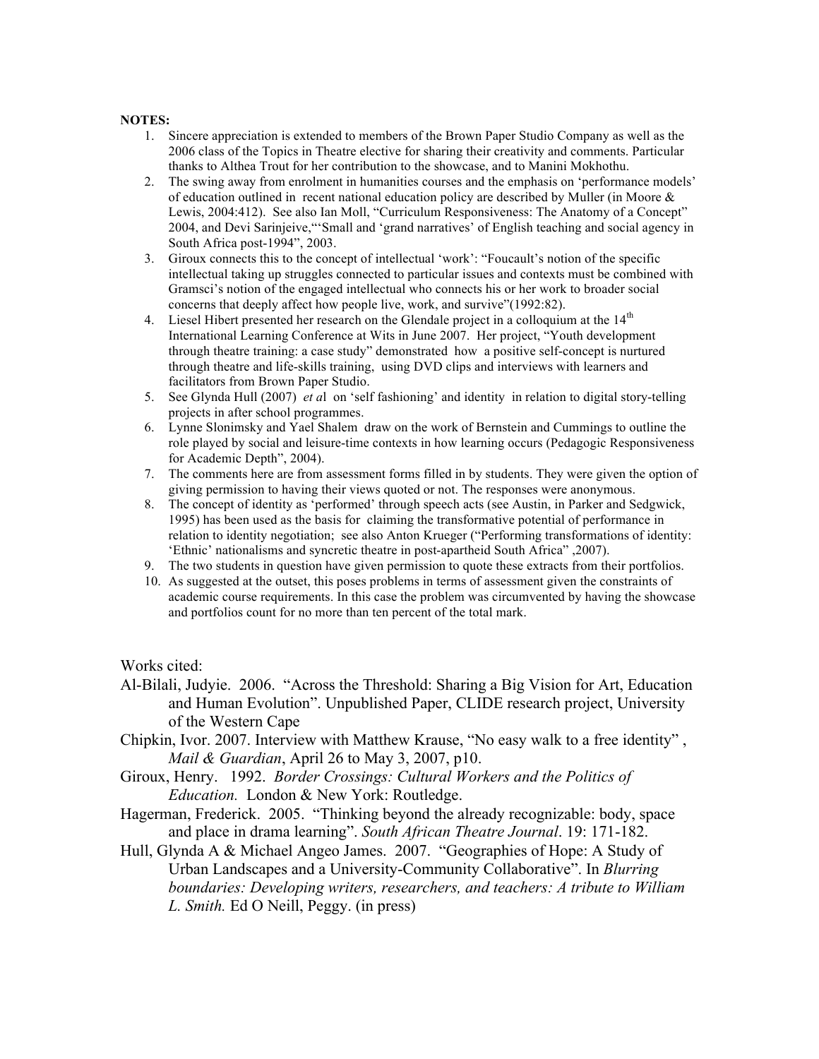**NOTES:**

1. Sincere appreciation is extended to members of the Brown Paper Studio Company as well as the 2006 class of the Topics in Theatre elective for sharing their creativity and comments. Particular thanks to Althea Trout for her contribution to the showcase, and to Manini Mokhothu.
2. The swing away from enrolment in humanities courses and the emphasis on 'performance models' of education outlined in recent national education policy are described by Muller (in Moore & Lewis, 2004:412). See also Ian Moll, "Curriculum Responsiveness: The Anatomy of a Concept" 2004, and Devi Sarinjeive,"'Small and 'grand narratives' of English teaching and social agency in South Africa post-1994", 2003.
3. Giroux connects this to the concept of intellectual 'work': "Foucault's notion of the specific intellectual taking up struggles connected to particular issues and contexts must be combined with Gramsci's notion of the engaged intellectual who connects his or her work to broader social concerns that deeply affect how people live, work, and survive"(1992:82).
4. Liesel Hibert presented her research on the Glendale project in a colloquium at the 14th International Learning Conference at Wits in June 2007. Her project, "Youth development through theatre training: a case study" demonstrated how a positive self-concept is nurtured through theatre and life-skills training, using DVD clips and interviews with learners and facilitators from Brown Paper Studio.
5. See Glynda Hull (2007) *et a*l on 'self fashioning' and identity in relation to digital story-telling projects in after school programmes.
6. Lynne Slonimsky and Yael Shalem draw on the work of Bernstein and Cummings to outline the role played by social and leisure-time contexts in how learning occurs (Pedagogic Responsiveness for Academic Depth", 2004).
7. The comments here are from assessment forms filled in by students. They were given the option of giving permission to having their views quoted or not. The responses were anonymous.
8. The concept of identity as 'performed' through speech acts (see Austin, in Parker and Sedgwick, 1995) has been used as the basis for claiming the transformative potential of performance in relation to identity negotiation; see also Anton Krueger ("Performing transformations of identity: 'Ethnic' nationalisms and syncretic theatre in post-apartheid South Africa" ,2007).
9. The two students in question have given permission to quote these extracts from their portfolios.
10. As suggested at the outset, this poses problems in terms of assessment given the constraints of academic course requirements. In this case the problem was circumvented by having the showcase and portfolios count for no more than ten percent of the total mark.

Works cited:

Al-Bilali, Judyie. 2006. "Across the Threshold: Sharing a Big Vision for Art, Education and Human Evolution". Unpublished Paper, CLIDE research project, University of the Western Cape

Chipkin, Ivor. 2007. Interview with Matthew Krause, "No easy walk to a free identity" , *Mail & Guardian*, April 26 to May 3, 2007, p10.

Giroux, Henry. 1992. *Border Crossings: Cultural Workers and the Politics of Education.* London & New York: Routledge.

Hagerman, Frederick. 2005. "Thinking beyond the already recognizable: body, space and place in drama learning". *South African Theatre Journal*. 19: 171-182.

Hull, Glynda A & Michael Angeo James. 2007. "Geographies of Hope: A Study of Urban Landscapes and a University-Community Collaborative". In *Blurring boundaries: Developing writers, researchers, and teachers: A tribute to William L. Smith.* Ed O Neill, Peggy. (in press)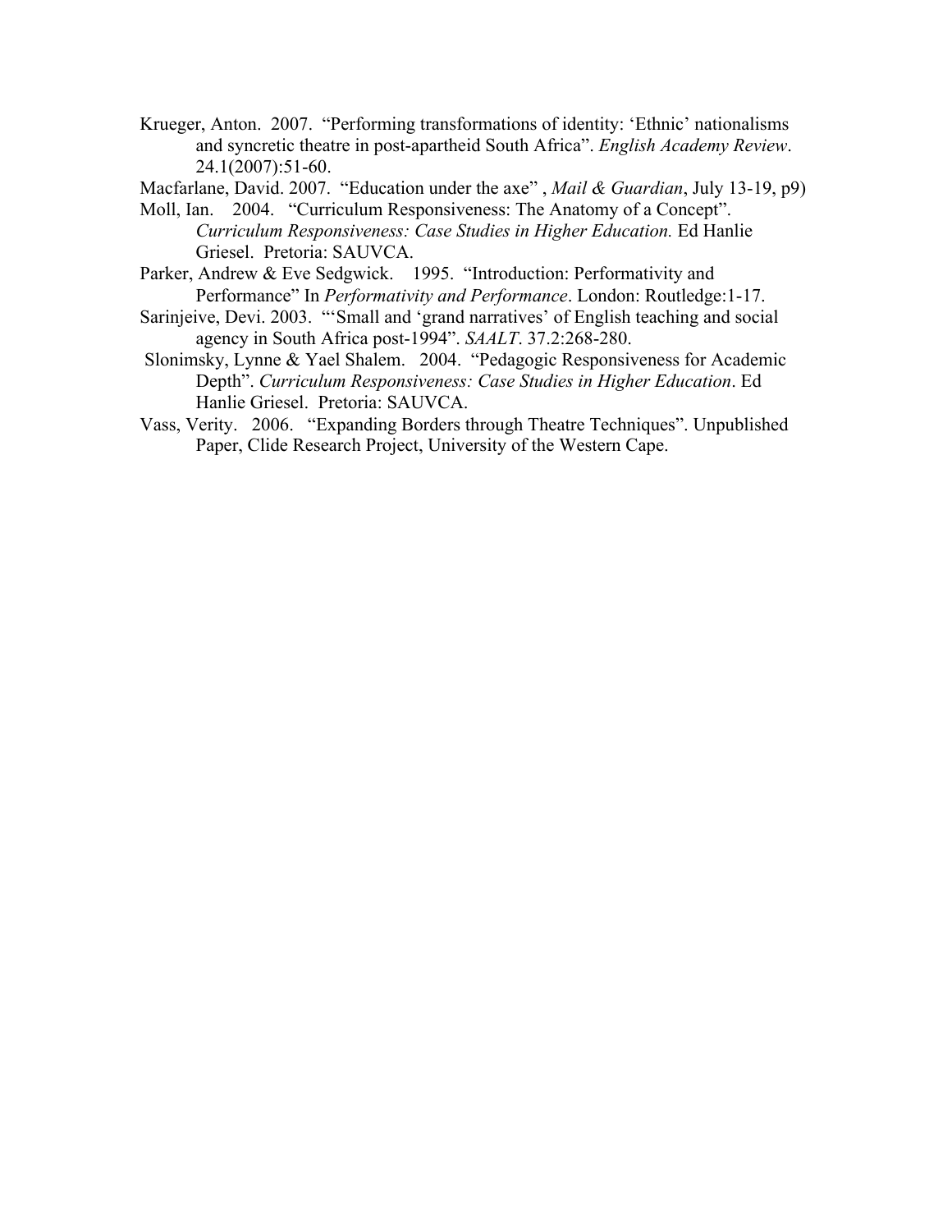Krueger, Anton. 2007. "Performing transformations of identity: 'Ethnic' nationalisms and syncretic theatre in post-apartheid South Africa". *English Academy Review*. 24.1(2007):51-60.

Macfarlane, David. 2007. "Education under the axe" , *Mail & Guardian*, July 13-19, p9)

Moll, Ian. 2004. "Curriculum Responsiveness: The Anatomy of a Concept". *Curriculum Responsiveness: Case Studies in Higher Education.* Ed Hanlie Griesel. Pretoria: SAUVCA.

Parker, Andrew & Eve Sedgwick. 1995. "Introduction: Performativity and Performance" In *Performativity and Performance*. London: Routledge:1-17.

Sarinjeive, Devi. 2003. "'Small and 'grand narratives' of English teaching and social agency in South Africa post-1994". *SAALT*. 37.2:268-280.

Slonimsky, Lynne & Yael Shalem. 2004. "Pedagogic Responsiveness for Academic Depth". *Curriculum Responsiveness: Case Studies in Higher Education*. Ed Hanlie Griesel. Pretoria: SAUVCA.

Vass, Verity. 2006. "Expanding Borders through Theatre Techniques". Unpublished Paper, Clide Research Project, University of the Western Cape.